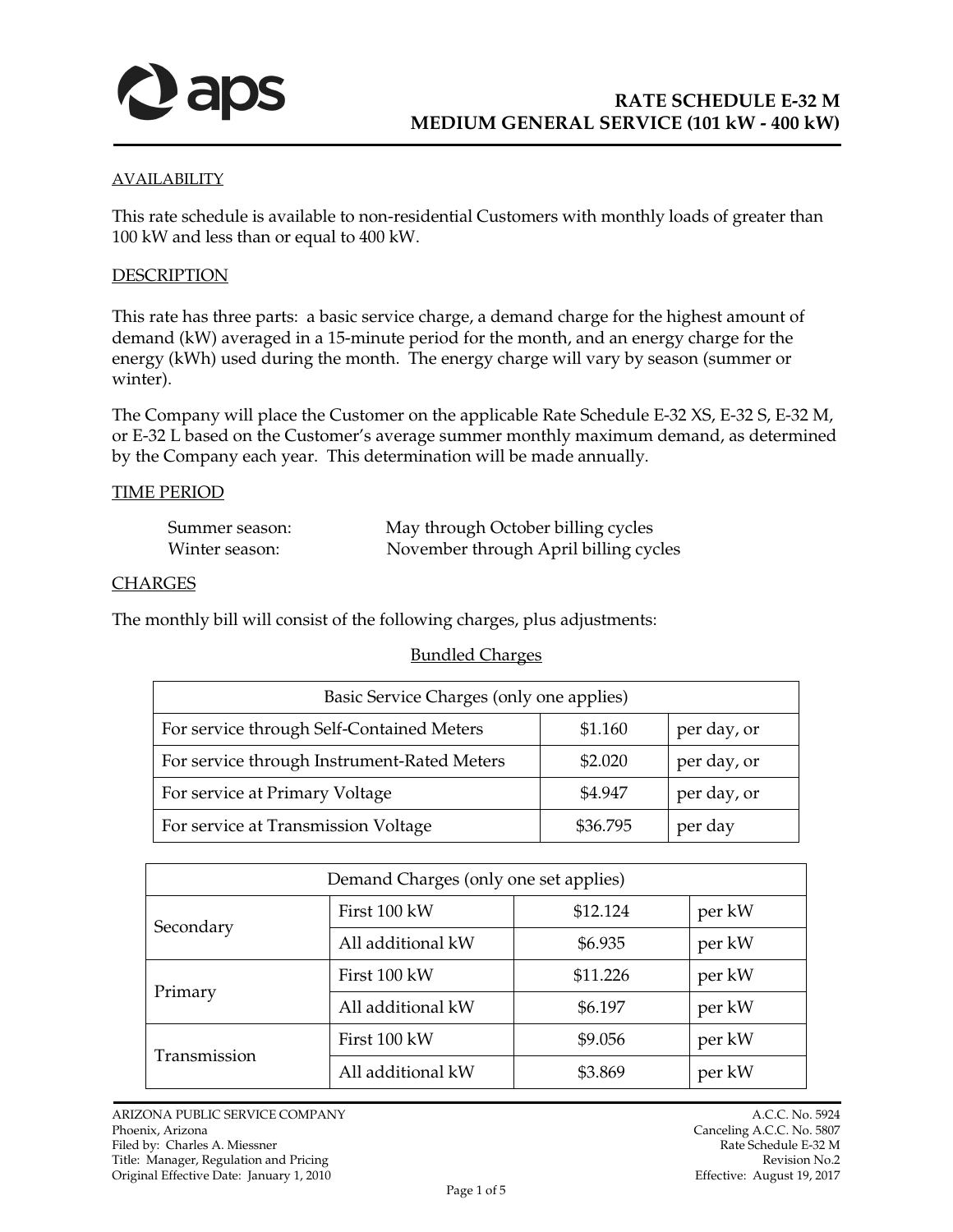# RATE SCHEDULE E-32 M
# MEDIUM GENERAL SERVICE (101 kW - 400 kW)

## AVAILABILITY

This rate schedule is available to non-residential Customers with monthly loads of greater than 100 kW and less than or equal to 400 kW.

## DESCRIPTION

This rate has three parts: a basic service charge, a demand charge for the highest amount of demand (kW) averaged in a 15-minute period for the month, and an energy charge for the energy (kWh) used during the month. The energy charge will vary by season (summer or winter).

The Company will place the Customer on the applicable Rate Schedule E-32 XS, E-32 S, E-32 M, or E-32 L based on the Customer's average summer monthly maximum demand, as determined by the Company each year. This determination will be made annually.

## TIME PERIOD

Summer season: May through October billing cycles
Winter season: November through April billing cycles

## CHARGES

The monthly bill will consist of the following charges, plus adjustments:

### Bundled Charges

| Basic Service Charges (only one applies) | | |
|---|---|---|
| For service through Self-Contained Meters | $1.160 | per day, or |
| For service through Instrument-Rated Meters | $2.020 | per day, or |
| For service at Primary Voltage | $4.947 | per day, or |
| For service at Transmission Voltage | $36.795 | per day |

| Demand Charges (only one set applies) | | | |
|---|---|---|---|
| Secondary | First 100 kW | $12.124 | per kW |
| | All additional kW | $6.935 | per kW |
| Primary | First 100 kW | $11.226 | per kW |
| | All additional kW | $6.197 | per kW |
| Transmission | First 100 kW | $9.056 | per kW |
| | All additional kW | $3.869 | per kW |

ARIZONA PUBLIC SERVICE COMPANY
Phoenix, Arizona
Filed by: Charles A. Miessner
Title: Manager, Regulation and Pricing
Original Effective Date: January 1, 2010

A.C.C. No. 5924
Canceling A.C.C. No. 5807
Rate Schedule E-32 M
Revision No.2
Effective: August 19, 2017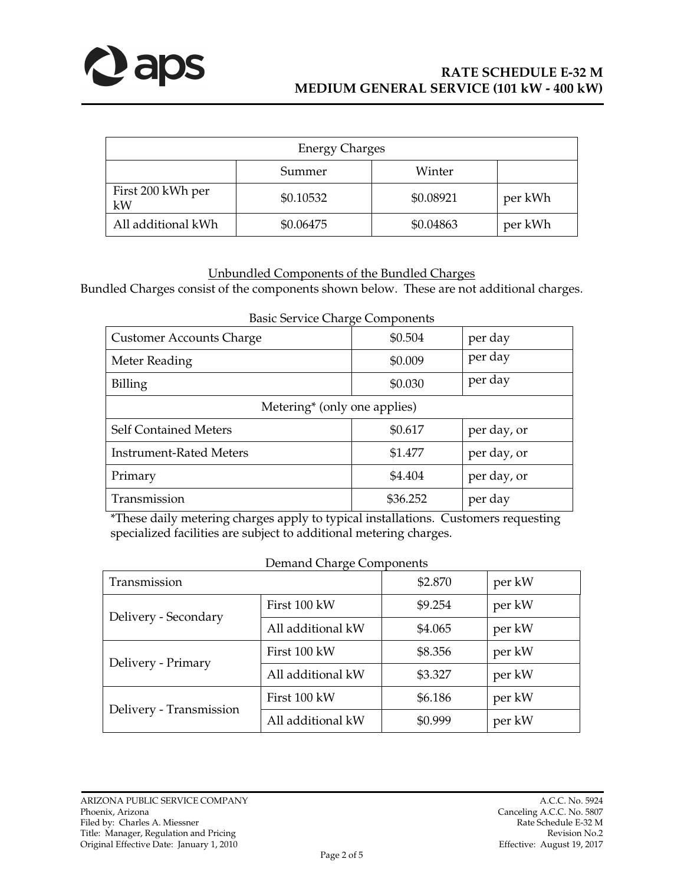| Energy Charges | | | |
|---|---|---|---|
| | Summer | Winter | |
| First 200 kWh per kW | $0.10532 | $0.08921 | per kWh |
| All additional kWh | $0.06475 | $0.04863 | per kWh |

Unbundled Components of the Bundled Charges

Bundled Charges consist of the components shown below. These are not additional charges.

Basic Service Charge Components

| Customer Accounts Charge | $0.504 | per day |
|---|---|---|
| Meter Reading | $0.009 | per day |
| Billing | $0.030 | per day |
| Metering* (only one applies) | | |
| Self Contained Meters | $0.617 | per day, or |
| Instrument-Rated Meters | $1.477 | per day, or |
| Primary | $4.404 | per day, or |
| Transmission | $36.252 | per day |

*These daily metering charges apply to typical installations. Customers requesting specialized facilities are subject to additional metering charges.

Demand Charge Components

| Transmission | | $2.870 | per kW |
|---|---|---|---|
| Delivery - Secondary | First 100 kW | $9.254 | per kW |
| | All additional kW | $4.065 | per kW |
| Delivery - Primary | First 100 kW | $8.356 | per kW |
| | All additional kW | $3.327 | per kW |
| Delivery - Transmission | First 100 kW | $6.186 | per kW |
| | All additional kW | $0.999 | per kW |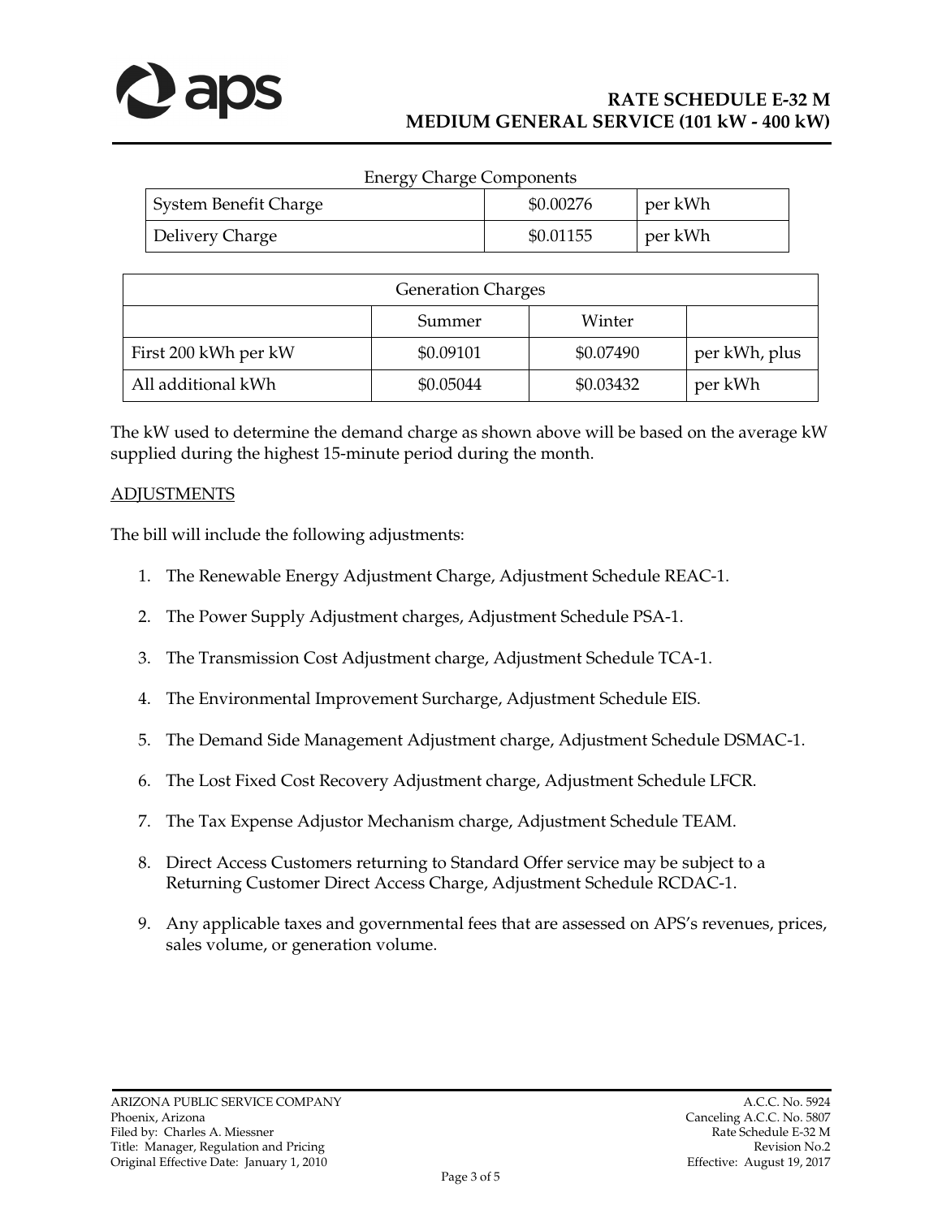Energy Charge Components

| System Benefit Charge | $0.00276 | per kWh |
|---|---|---|
| Delivery Charge | $0.01155 | per kWh |

| Generation Charges | | | |
|---|---|---|---|
| | Summer | Winter | |
| First 200 kWh per kW | $0.09101 | $0.07490 | per kWh, plus |
| All additional kWh | $0.05044 | $0.03432 | per kWh |

The kW used to determine the demand charge as shown above will be based on the average kW supplied during the highest 15-minute period during the month.

ADJUSTMENTS

The bill will include the following adjustments:

1. The Renewable Energy Adjustment Charge, Adjustment Schedule REAC-1.

2. The Power Supply Adjustment charges, Adjustment Schedule PSA-1.

3. The Transmission Cost Adjustment charge, Adjustment Schedule TCA-1.

4. The Environmental Improvement Surcharge, Adjustment Schedule EIS.

5. The Demand Side Management Adjustment charge, Adjustment Schedule DSMAC-1.

6. The Lost Fixed Cost Recovery Adjustment charge, Adjustment Schedule LFCR.

7. The Tax Expense Adjustor Mechanism charge, Adjustment Schedule TEAM.

8. Direct Access Customers returning to Standard Offer service may be subject to a Returning Customer Direct Access Charge, Adjustment Schedule RCDAC-1.

9. Any applicable taxes and governmental fees that are assessed on APS's revenues, prices, sales volume, or generation volume.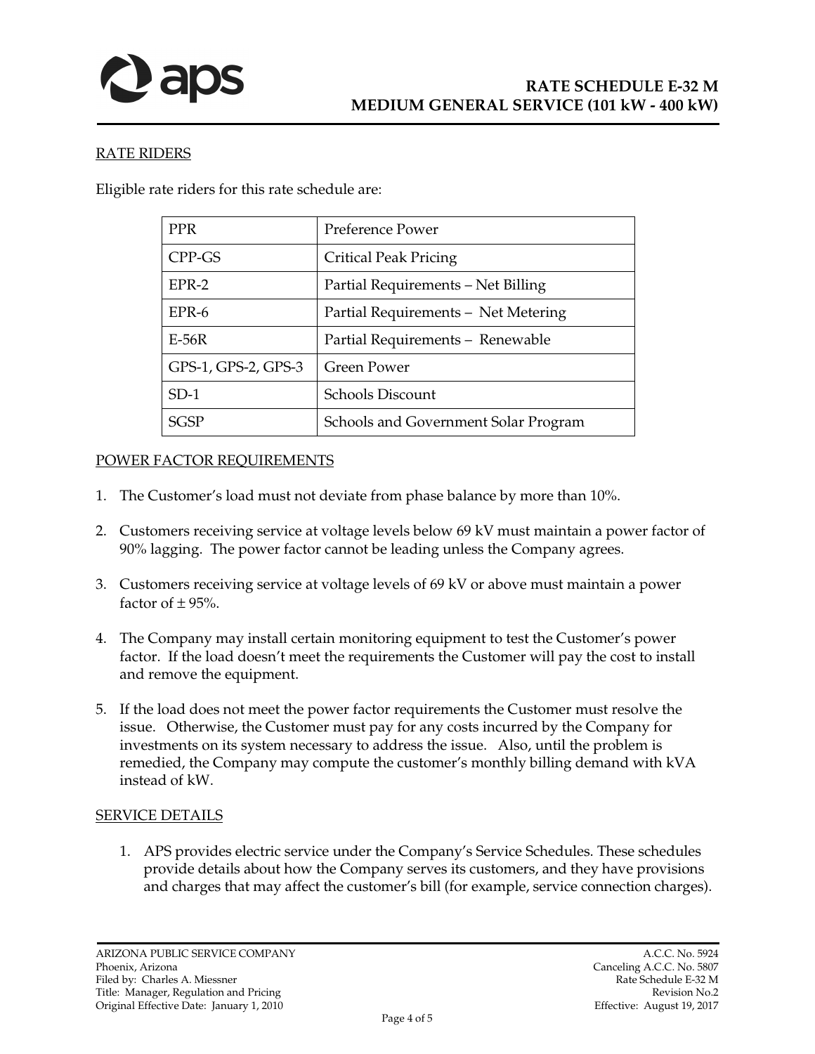## RATE RIDERS

Eligible rate riders for this rate schedule are:

| PPR | Preference Power |
|---|---|
| CPP-GS | Critical Peak Pricing |
| EPR-2 | Partial Requirements – Net Billing |
| EPR-6 | Partial Requirements – Net Metering |
| E-56R | Partial Requirements – Renewable |
| GPS-1, GPS-2, GPS-3 | Green Power |
| SD-1 | Schools Discount |
| SGSP | Schools and Government Solar Program |

## POWER FACTOR REQUIREMENTS

1. The Customer's load must not deviate from phase balance by more than 10%.

2. Customers receiving service at voltage levels below 69 kV must maintain a power factor of 90% lagging. The power factor cannot be leading unless the Company agrees.

3. Customers receiving service at voltage levels of 69 kV or above must maintain a power factor of ± 95%.

4. The Company may install certain monitoring equipment to test the Customer's power factor. If the load doesn't meet the requirements the Customer will pay the cost to install and remove the equipment.

5. If the load does not meet the power factor requirements the Customer must resolve the issue. Otherwise, the Customer must pay for any costs incurred by the Company for investments on its system necessary to address the issue. Also, until the problem is remedied, the Company may compute the customer's monthly billing demand with kVA instead of kW.

## SERVICE DETAILS

1. APS provides electric service under the Company's Service Schedules. These schedules provide details about how the Company serves its customers, and they have provisions and charges that may affect the customer's bill (for example, service connection charges).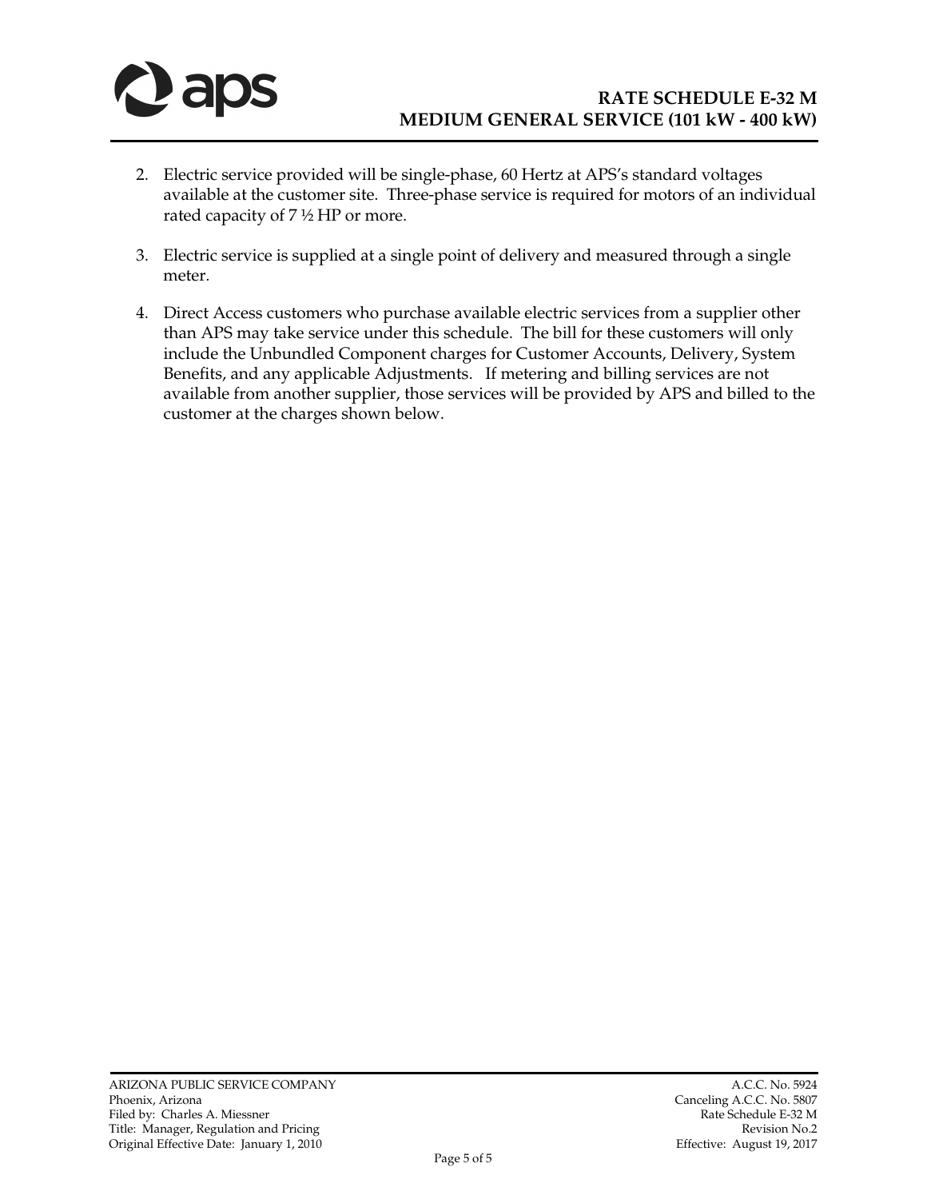2. Electric service provided will be single-phase, 60 Hertz at APS's standard voltages available at the customer site. Three-phase service is required for motors of an individual rated capacity of 7 ½ HP or more.

3. Electric service is supplied at a single point of delivery and measured through a single meter.

4. Direct Access customers who purchase available electric services from a supplier other than APS may take service under this schedule. The bill for these customers will only include the Unbundled Component charges for Customer Accounts, Delivery, System Benefits, and any applicable Adjustments. If metering and billing services are not available from another supplier, those services will be provided by APS and billed to the customer at the charges shown below.